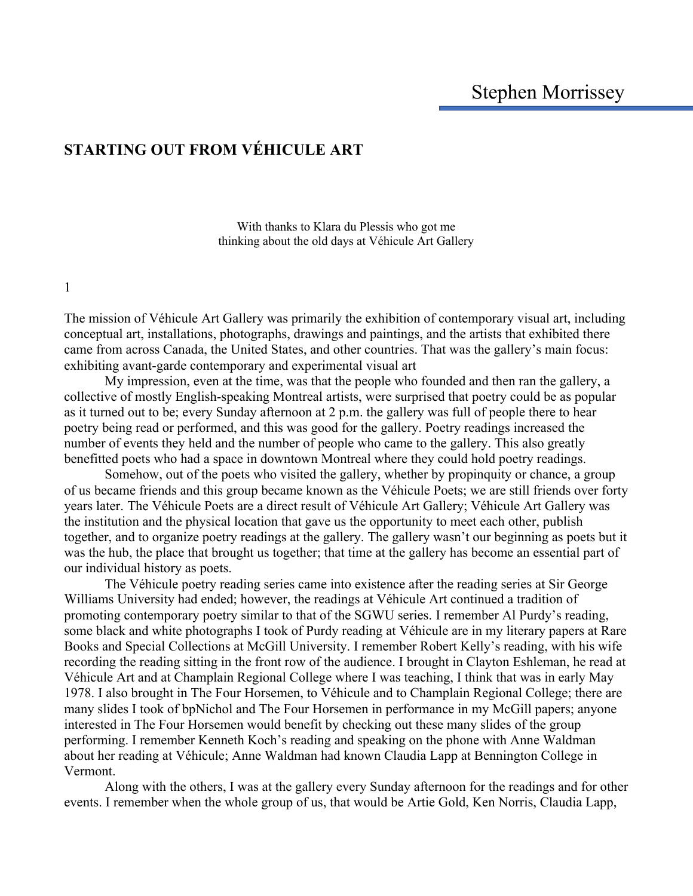# Stephen Morrissey

## STARTING OUT FROM VÉHICULE ART

With thanks to Klara du Plessis who got me
thinking about the old days at Véhicule Art Gallery

1

The mission of Véhicule Art Gallery was primarily the exhibition of contemporary visual art, including conceptual art, installations, photographs, drawings and paintings, and the artists that exhibited there came from across Canada, the United States, and other countries. That was the gallery's main focus: exhibiting avant-garde contemporary and experimental visual art

My impression, even at the time, was that the people who founded and then ran the gallery, a collective of mostly English-speaking Montreal artists, were surprised that poetry could be as popular as it turned out to be; every Sunday afternoon at 2 p.m. the gallery was full of people there to hear poetry being read or performed, and this was good for the gallery. Poetry readings increased the number of events they held and the number of people who came to the gallery. This also greatly benefitted poets who had a space in downtown Montreal where they could hold poetry readings.

Somehow, out of the poets who visited the gallery, whether by propinquity or chance, a group of us became friends and this group became known as the Véhicule Poets; we are still friends over forty years later. The Véhicule Poets are a direct result of Véhicule Art Gallery; Véhicule Art Gallery was the institution and the physical location that gave us the opportunity to meet each other, publish together, and to organize poetry readings at the gallery. The gallery wasn't our beginning as poets but it was the hub, the place that brought us together; that time at the gallery has become an essential part of our individual history as poets.

The Véhicule poetry reading series came into existence after the reading series at Sir George Williams University had ended; however, the readings at Véhicule Art continued a tradition of promoting contemporary poetry similar to that of the SGWU series. I remember Al Purdy's reading, some black and white photographs I took of Purdy reading at Véhicule are in my literary papers at Rare Books and Special Collections at McGill University. I remember Robert Kelly's reading, with his wife recording the reading sitting in the front row of the audience. I brought in Clayton Eshleman, he read at Véhicule Art and at Champlain Regional College where I was teaching, I think that was in early May 1978. I also brought in The Four Horsemen, to Véhicule and to Champlain Regional College; there are many slides I took of bpNichol and The Four Horsemen in performance in my McGill papers; anyone interested in The Four Horsemen would benefit by checking out these many slides of the group performing. I remember Kenneth Koch's reading and speaking on the phone with Anne Waldman about her reading at Véhicule; Anne Waldman had known Claudia Lapp at Bennington College in Vermont.

Along with the others, I was at the gallery every Sunday afternoon for the readings and for other events. I remember when the whole group of us, that would be Artie Gold, Ken Norris, Claudia Lapp,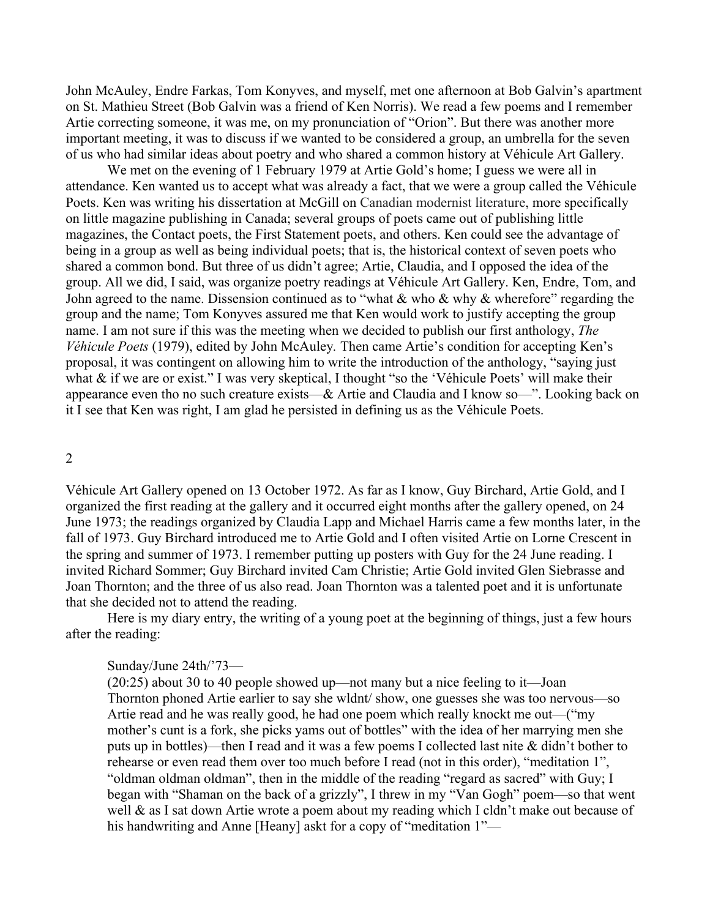John McAuley, Endre Farkas, Tom Konyves, and myself, met one afternoon at Bob Galvin's apartment on St. Mathieu Street (Bob Galvin was a friend of Ken Norris). We read a few poems and I remember Artie correcting someone, it was me, on my pronunciation of "Orion". But there was another more important meeting, it was to discuss if we wanted to be considered a group, an umbrella for the seven of us who had similar ideas about poetry and who shared a common history at Véhicule Art Gallery.

We met on the evening of 1 February 1979 at Artie Gold's home; I guess we were all in attendance. Ken wanted us to accept what was already a fact, that we were a group called the Véhicule Poets. Ken was writing his dissertation at McGill on Canadian modernist literature, more specifically on little magazine publishing in Canada; several groups of poets came out of publishing little magazines, the Contact poets, the First Statement poets, and others. Ken could see the advantage of being in a group as well as being individual poets; that is, the historical context of seven poets who shared a common bond. But three of us didn't agree; Artie, Claudia, and I opposed the idea of the group. All we did, I said, was organize poetry readings at Véhicule Art Gallery. Ken, Endre, Tom, and John agreed to the name. Dissension continued as to "what & who & why & wherefore" regarding the group and the name; Tom Konyves assured me that Ken would work to justify accepting the group name. I am not sure if this was the meeting when we decided to publish our first anthology, *The Véhicule Poets* (1979), edited by John McAuley. Then came Artie's condition for accepting Ken's proposal, it was contingent on allowing him to write the introduction of the anthology, "saying just what & if we are or exist." I was very skeptical, I thought "so the 'Véhicule Poets' will make their appearance even tho no such creature exists—& Artie and Claudia and I know so—". Looking back on it I see that Ken was right, I am glad he persisted in defining us as the Véhicule Poets.

## 2

Véhicule Art Gallery opened on 13 October 1972. As far as I know, Guy Birchard, Artie Gold, and I organized the first reading at the gallery and it occurred eight months after the gallery opened, on 24 June 1973; the readings organized by Claudia Lapp and Michael Harris came a few months later, in the fall of 1973. Guy Birchard introduced me to Artie Gold and I often visited Artie on Lorne Crescent in the spring and summer of 1973. I remember putting up posters with Guy for the 24 June reading. I invited Richard Sommer; Guy Birchard invited Cam Christie; Artie Gold invited Glen Siebrasse and Joan Thornton; and the three of us also read. Joan Thornton was a talented poet and it is unfortunate that she decided not to attend the reading.

Here is my diary entry, the writing of a young poet at the beginning of things, just a few hours after the reading:

> Sunday/June 24th/'73—
> (20:25) about 30 to 40 people showed up—not many but a nice feeling to it—Joan Thornton phoned Artie earlier to say she wldnt/ show, one guesses she was too nervous—so Artie read and he was really good, he had one poem which really knockt me out—("my mother's cunt is a fork, she picks yams out of bottles" with the idea of her marrying men she puts up in bottles)—then I read and it was a few poems I collected last nite & didn't bother to rehearse or even read them over too much before I read (not in this order), "meditation 1", "oldman oldman oldman", then in the middle of the reading "regard as sacred" with Guy; I began with "Shaman on the back of a grizzly", I threw in my "Van Gogh" poem—so that went well & as I sat down Artie wrote a poem about my reading which I cldn't make out because of his handwriting and Anne [Heany] askt for a copy of "meditation 1"—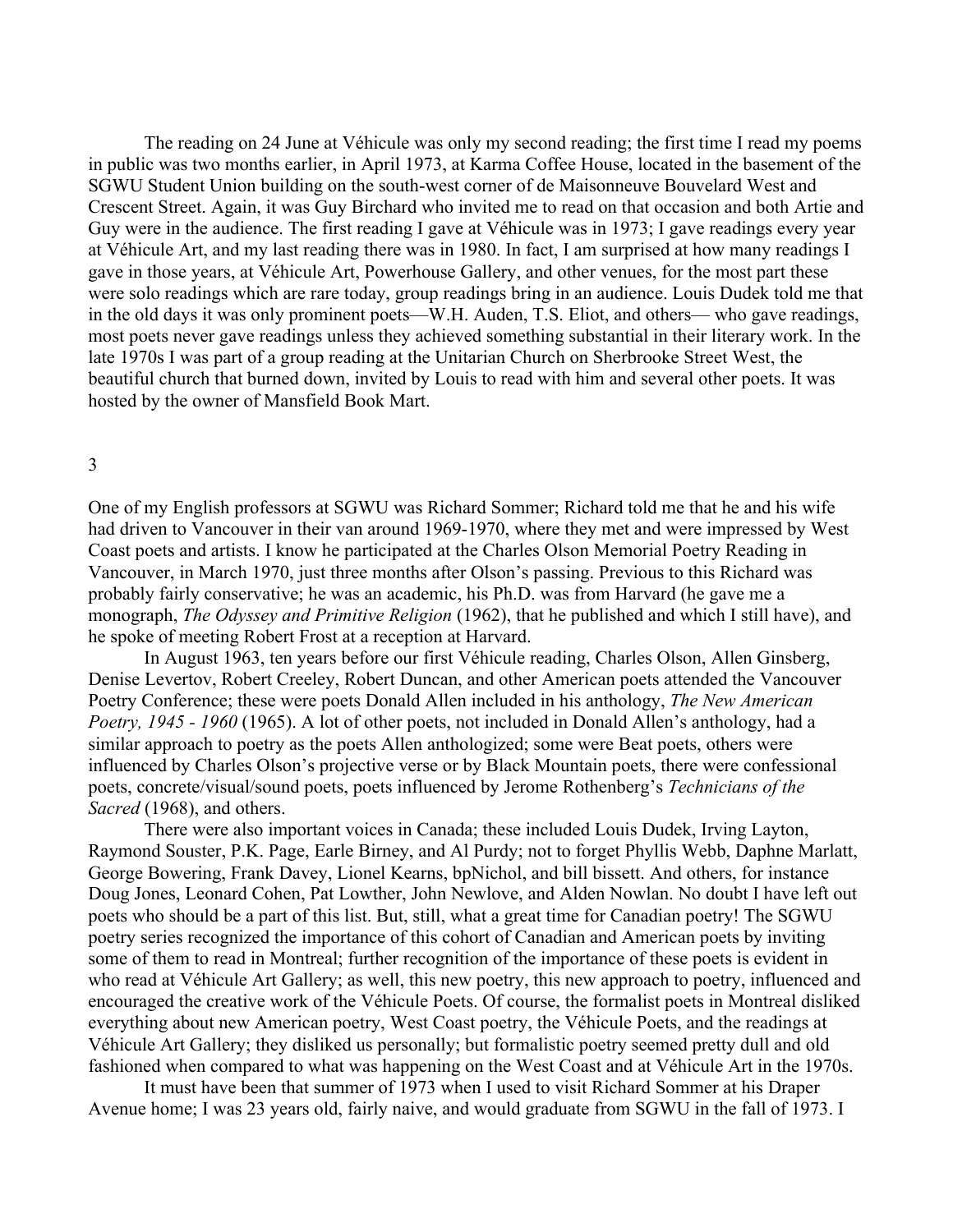The reading on 24 June at Véhicule was only my second reading; the first time I read my poems in public was two months earlier, in April 1973, at Karma Coffee House, located in the basement of the SGWU Student Union building on the south-west corner of de Maisonneuve Bouvelard West and Crescent Street. Again, it was Guy Birchard who invited me to read on that occasion and both Artie and Guy were in the audience. The first reading I gave at Véhicule was in 1973; I gave readings every year at Véhicule Art, and my last reading there was in 1980. In fact, I am surprised at how many readings I gave in those years, at Véhicule Art, Powerhouse Gallery, and other venues, for the most part these were solo readings which are rare today, group readings bring in an audience. Louis Dudek told me that in the old days it was only prominent poets—W.H. Auden, T.S. Eliot, and others— who gave readings, most poets never gave readings unless they achieved something substantial in their literary work. In the late 1970s I was part of a group reading at the Unitarian Church on Sherbrooke Street West, the beautiful church that burned down, invited by Louis to read with him and several other poets. It was hosted by the owner of Mansfield Book Mart.

## 3

One of my English professors at SGWU was Richard Sommer; Richard told me that he and his wife had driven to Vancouver in their van around 1969-1970, where they met and were impressed by West Coast poets and artists. I know he participated at the Charles Olson Memorial Poetry Reading in Vancouver, in March 1970, just three months after Olson's passing. Previous to this Richard was probably fairly conservative; he was an academic, his Ph.D. was from Harvard (he gave me a monograph, *The Odyssey and Primitive Religion* (1962), that he published and which I still have), and he spoke of meeting Robert Frost at a reception at Harvard.

In August 1963, ten years before our first Véhicule reading, Charles Olson, Allen Ginsberg, Denise Levertov, Robert Creeley, Robert Duncan, and other American poets attended the Vancouver Poetry Conference; these were poets Donald Allen included in his anthology, *The New American Poetry, 1945 - 1960* (1965). A lot of other poets, not included in Donald Allen's anthology, had a similar approach to poetry as the poets Allen anthologized; some were Beat poets, others were influenced by Charles Olson's projective verse or by Black Mountain poets, there were confessional poets, concrete/visual/sound poets, poets influenced by Jerome Rothenberg's *Technicians of the Sacred* (1968), and others.

There were also important voices in Canada; these included Louis Dudek, Irving Layton, Raymond Souster, P.K. Page, Earle Birney, and Al Purdy; not to forget Phyllis Webb, Daphne Marlatt, George Bowering, Frank Davey, Lionel Kearns, bpNichol, and bill bissett. And others, for instance Doug Jones, Leonard Cohen, Pat Lowther, John Newlove, and Alden Nowlan. No doubt I have left out poets who should be a part of this list. But, still, what a great time for Canadian poetry! The SGWU poetry series recognized the importance of this cohort of Canadian and American poets by inviting some of them to read in Montreal; further recognition of the importance of these poets is evident in who read at Véhicule Art Gallery; as well, this new poetry, this new approach to poetry, influenced and encouraged the creative work of the Véhicule Poets. Of course, the formalist poets in Montreal disliked everything about new American poetry, West Coast poetry, the Véhicule Poets, and the readings at Véhicule Art Gallery; they disliked us personally; but formalistic poetry seemed pretty dull and old fashioned when compared to what was happening on the West Coast and at Véhicule Art in the 1970s.

It must have been that summer of 1973 when I used to visit Richard Sommer at his Draper Avenue home; I was 23 years old, fairly naive, and would graduate from SGWU in the fall of 1973. I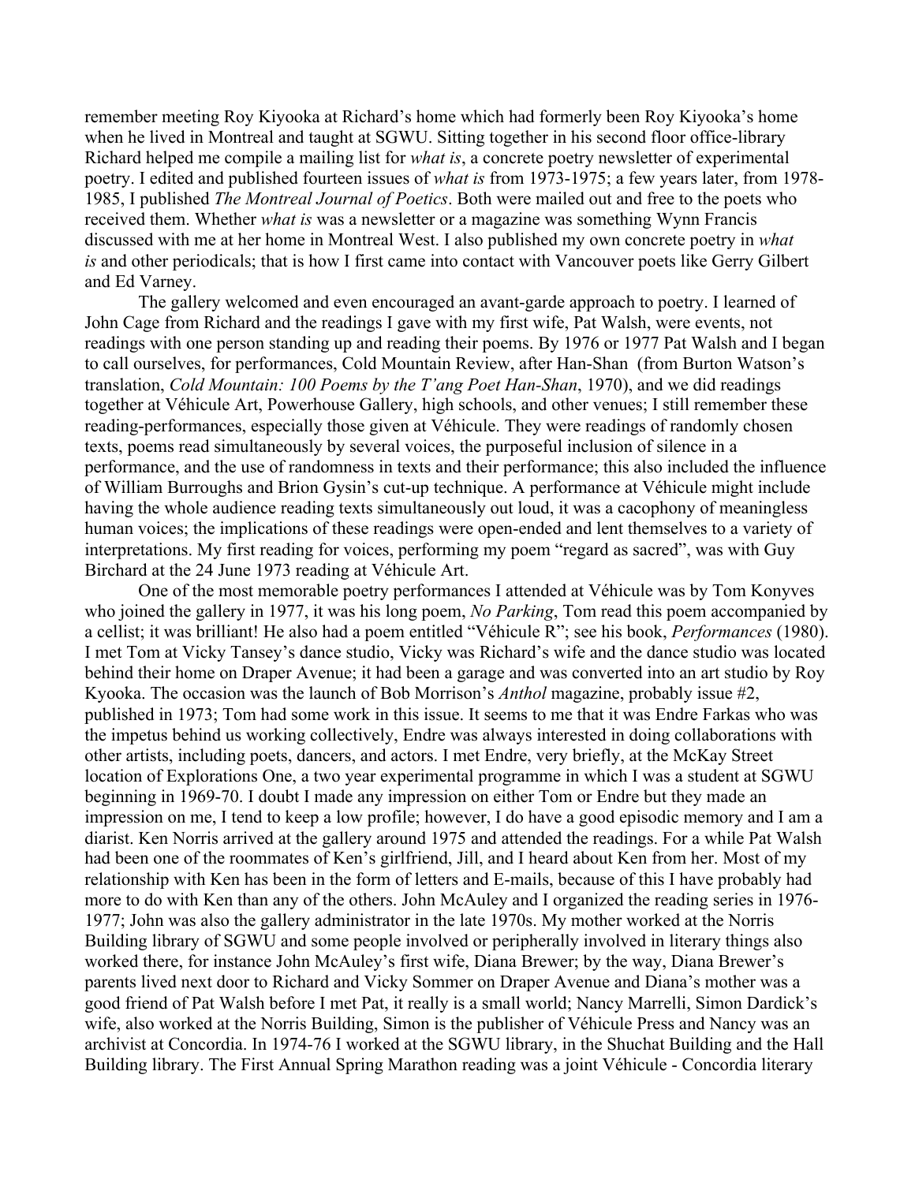remember meeting Roy Kiyooka at Richard's home which had formerly been Roy Kiyooka's home when he lived in Montreal and taught at SGWU. Sitting together in his second floor office-library Richard helped me compile a mailing list for *what is*, a concrete poetry newsletter of experimental poetry. I edited and published fourteen issues of *what is* from 1973-1975; a few years later, from 1978-1985, I published *The Montreal Journal of Poetics*. Both were mailed out and free to the poets who received them. Whether *what is* was a newsletter or a magazine was something Wynn Francis discussed with me at her home in Montreal West. I also published my own concrete poetry in *what is* and other periodicals; that is how I first came into contact with Vancouver poets like Gerry Gilbert and Ed Varney.

The gallery welcomed and even encouraged an avant-garde approach to poetry. I learned of John Cage from Richard and the readings I gave with my first wife, Pat Walsh, were events, not readings with one person standing up and reading their poems. By 1976 or 1977 Pat Walsh and I began to call ourselves, for performances, Cold Mountain Review, after Han-Shan (from Burton Watson's translation, *Cold Mountain: 100 Poems by the T'ang Poet Han-Shan*, 1970), and we did readings together at Véhicule Art, Powerhouse Gallery, high schools, and other venues; I still remember these reading-performances, especially those given at Véhicule. They were readings of randomly chosen texts, poems read simultaneously by several voices, the purposeful inclusion of silence in a performance, and the use of randomness in texts and their performance; this also included the influence of William Burroughs and Brion Gysin's cut-up technique. A performance at Véhicule might include having the whole audience reading texts simultaneously out loud, it was a cacophony of meaningless human voices; the implications of these readings were open-ended and lent themselves to a variety of interpretations. My first reading for voices, performing my poem "regard as sacred", was with Guy Birchard at the 24 June 1973 reading at Véhicule Art.

One of the most memorable poetry performances I attended at Véhicule was by Tom Konyves who joined the gallery in 1977, it was his long poem, *No Parking*, Tom read this poem accompanied by a cellist; it was brilliant! He also had a poem entitled "Véhicule R"; see his book, *Performances* (1980). I met Tom at Vicky Tansey's dance studio, Vicky was Richard's wife and the dance studio was located behind their home on Draper Avenue; it had been a garage and was converted into an art studio by Roy Kyooka. The occasion was the launch of Bob Morrison's *Anthol* magazine, probably issue #2, published in 1973; Tom had some work in this issue. It seems to me that it was Endre Farkas who was the impetus behind us working collectively, Endre was always interested in doing collaborations with other artists, including poets, dancers, and actors. I met Endre, very briefly, at the McKay Street location of Explorations One, a two year experimental programme in which I was a student at SGWU beginning in 1969-70. I doubt I made any impression on either Tom or Endre but they made an impression on me, I tend to keep a low profile; however, I do have a good episodic memory and I am a diarist. Ken Norris arrived at the gallery around 1975 and attended the readings. For a while Pat Walsh had been one of the roommates of Ken's girlfriend, Jill, and I heard about Ken from her. Most of my relationship with Ken has been in the form of letters and E-mails, because of this I have probably had more to do with Ken than any of the others. John McAuley and I organized the reading series in 1976-1977; John was also the gallery administrator in the late 1970s. My mother worked at the Norris Building library of SGWU and some people involved or peripherally involved in literary things also worked there, for instance John McAuley's first wife, Diana Brewer; by the way, Diana Brewer's parents lived next door to Richard and Vicky Sommer on Draper Avenue and Diana's mother was a good friend of Pat Walsh before I met Pat, it really is a small world; Nancy Marrelli, Simon Dardick's wife, also worked at the Norris Building, Simon is the publisher of Véhicule Press and Nancy was an archivist at Concordia. In 1974-76 I worked at the SGWU library, in the Shuchat Building and the Hall Building library. The First Annual Spring Marathon reading was a joint Véhicule - Concordia literary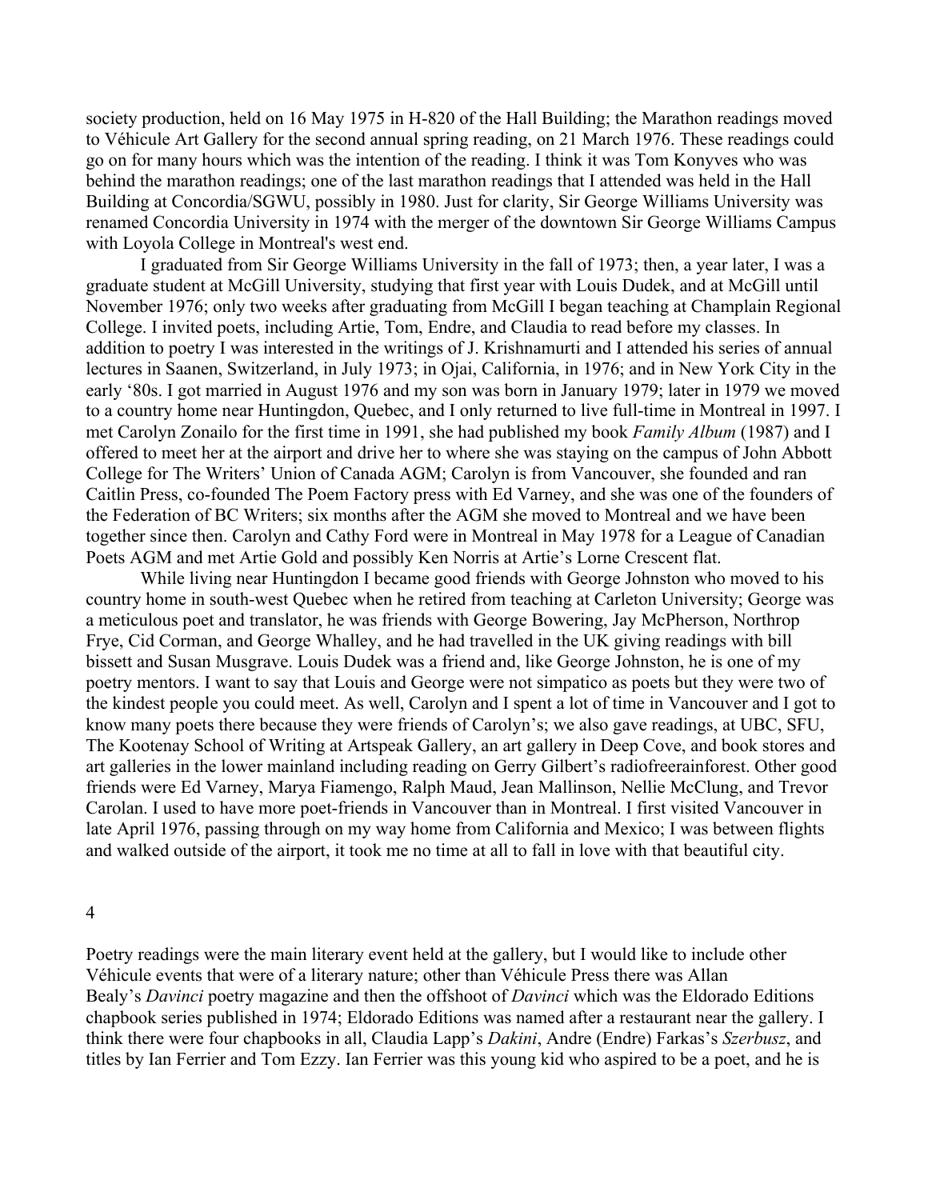society production, held on 16 May 1975 in H-820 of the Hall Building; the Marathon readings moved to Véhicule Art Gallery for the second annual spring reading, on 21 March 1976. These readings could go on for many hours which was the intention of the reading. I think it was Tom Konyves who was behind the marathon readings; one of the last marathon readings that I attended was held in the Hall Building at Concordia/SGWU, possibly in 1980. Just for clarity, Sir George Williams University was renamed Concordia University in 1974 with the merger of the downtown Sir George Williams Campus with Loyola College in Montreal's west end.

I graduated from Sir George Williams University in the fall of 1973; then, a year later, I was a graduate student at McGill University, studying that first year with Louis Dudek, and at McGill until November 1976; only two weeks after graduating from McGill I began teaching at Champlain Regional College. I invited poets, including Artie, Tom, Endre, and Claudia to read before my classes. In addition to poetry I was interested in the writings of J. Krishnamurti and I attended his series of annual lectures in Saanen, Switzerland, in July 1973; in Ojai, California, in 1976; and in New York City in the early '80s. I got married in August 1976 and my son was born in January 1979; later in 1979 we moved to a country home near Huntingdon, Quebec, and I only returned to live full-time in Montreal in 1997. I met Carolyn Zonailo for the first time in 1991, she had published my book *Family Album* (1987) and I offered to meet her at the airport and drive her to where she was staying on the campus of John Abbott College for The Writers' Union of Canada AGM; Carolyn is from Vancouver, she founded and ran Caitlin Press, co-founded The Poem Factory press with Ed Varney, and she was one of the founders of the Federation of BC Writers; six months after the AGM she moved to Montreal and we have been together since then. Carolyn and Cathy Ford were in Montreal in May 1978 for a League of Canadian Poets AGM and met Artie Gold and possibly Ken Norris at Artie's Lorne Crescent flat.

While living near Huntingdon I became good friends with George Johnston who moved to his country home in south-west Quebec when he retired from teaching at Carleton University; George was a meticulous poet and translator, he was friends with George Bowering, Jay McPherson, Northrop Frye, Cid Corman, and George Whalley, and he had travelled in the UK giving readings with bill bissett and Susan Musgrave. Louis Dudek was a friend and, like George Johnston, he is one of my poetry mentors. I want to say that Louis and George were not simpatico as poets but they were two of the kindest people you could meet. As well, Carolyn and I spent a lot of time in Vancouver and I got to know many poets there because they were friends of Carolyn's; we also gave readings, at UBC, SFU, The Kootenay School of Writing at Artspeak Gallery, an art gallery in Deep Cove, and book stores and art galleries in the lower mainland including reading on Gerry Gilbert's radiofreerainforest. Other good friends were Ed Varney, Marya Fiamengo, Ralph Maud, Jean Mallinson, Nellie McClung, and Trevor Carolan. I used to have more poet-friends in Vancouver than in Montreal. I first visited Vancouver in late April 1976, passing through on my way home from California and Mexico; I was between flights and walked outside of the airport, it took me no time at all to fall in love with that beautiful city.

## 4

Poetry readings were the main literary event held at the gallery, but I would like to include other Véhicule events that were of a literary nature; other than Véhicule Press there was Allan Bealy's *Davinci* poetry magazine and then the offshoot of *Davinci* which was the Eldorado Editions chapbook series published in 1974; Eldorado Editions was named after a restaurant near the gallery. I think there were four chapbooks in all, Claudia Lapp's *Dakini*, Andre (Endre) Farkas's *Szerbusz*, and titles by Ian Ferrier and Tom Ezzy. Ian Ferrier was this young kid who aspired to be a poet, and he is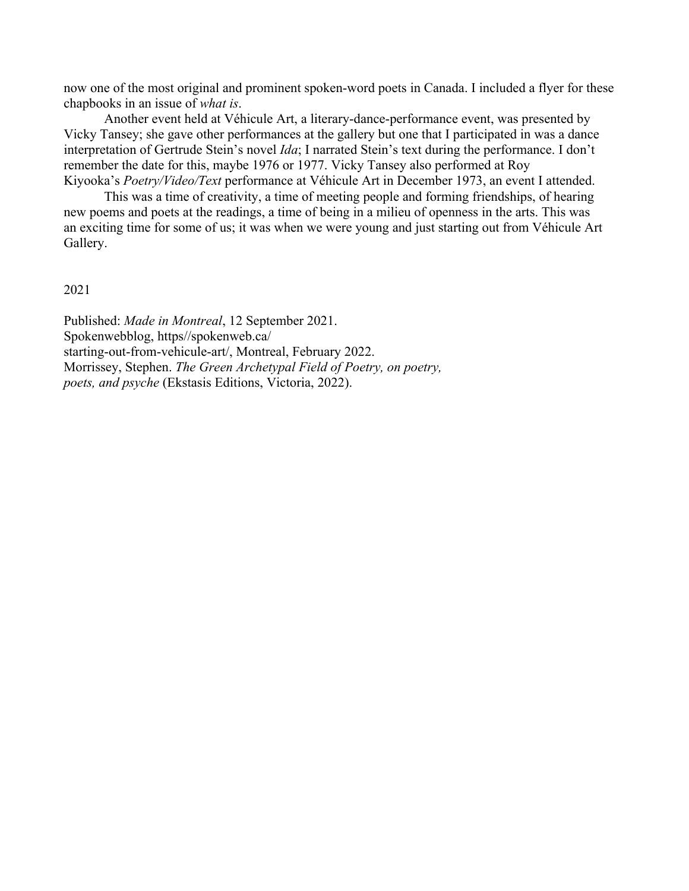now one of the most original and prominent spoken-word poets in Canada. I included a flyer for these chapbooks in an issue of *what is*.

Another event held at Véhicule Art, a literary-dance-performance event, was presented by Vicky Tansey; she gave other performances at the gallery but one that I participated in was a dance interpretation of Gertrude Stein's novel *Ida*; I narrated Stein's text during the performance. I don't remember the date for this, maybe 1976 or 1977. Vicky Tansey also performed at Roy Kiyooka's *Poetry/Video/Text* performance at Véhicule Art in December 1973, an event I attended.

This was a time of creativity, a time of meeting people and forming friendships, of hearing new poems and poets at the readings, a time of being in a milieu of openness in the arts. This was an exciting time for some of us; it was when we were young and just starting out from Véhicule Art Gallery.

2021

Published: *Made in Montreal*, 12 September 2021.
Spokenwebblog, https//spokenweb.ca/
starting-out-from-vehicule-art/, Montreal, February 2022.
Morrissey, Stephen. *The Green Archetypal Field of Poetry, on poetry, poets, and psyche* (Ekstasis Editions, Victoria, 2022).